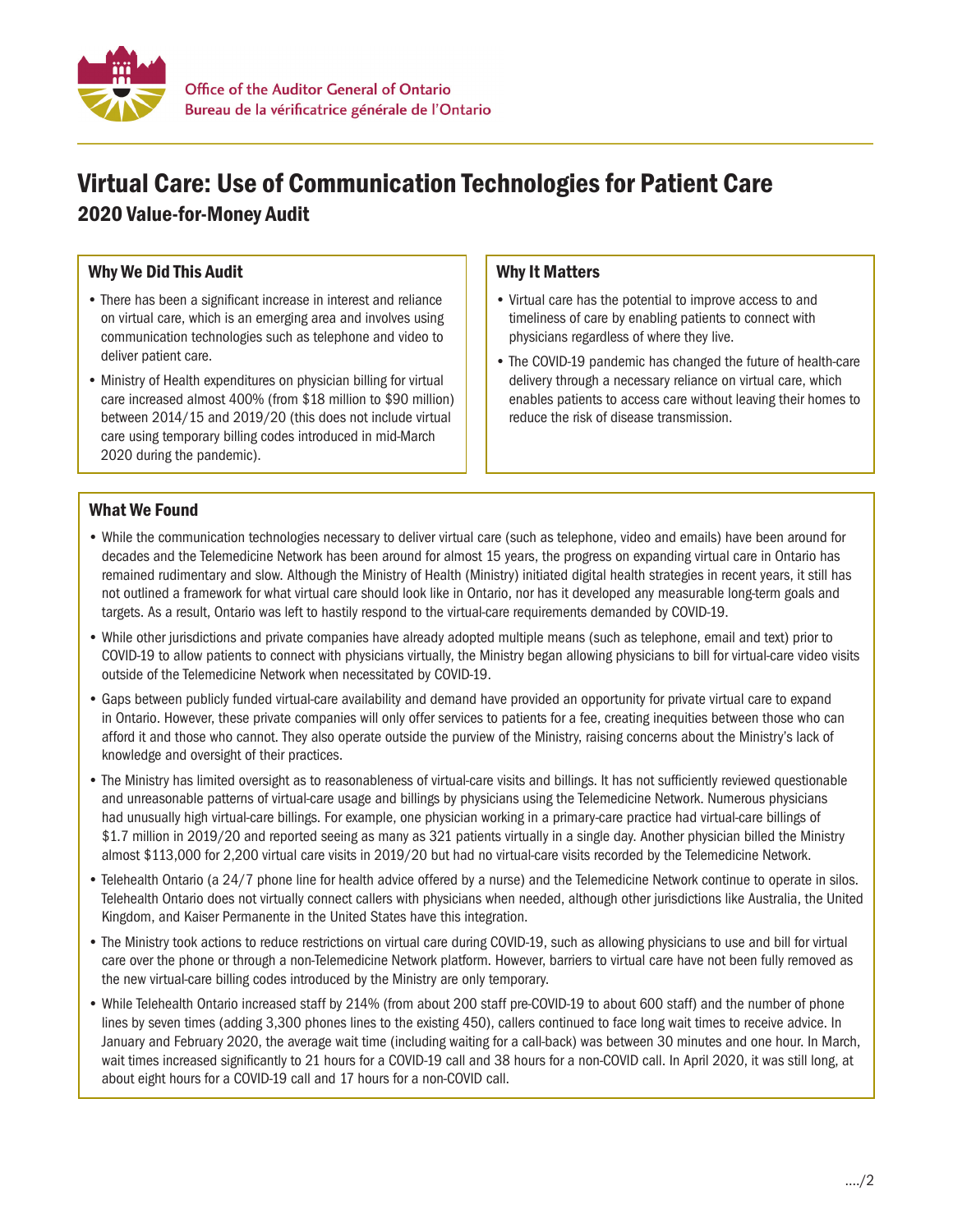Office of the Auditor General of Ontario
Bureau de la vérificatrice générale de l'Ontario

# Virtual Care: Use of Communication Technologies for Patient Care

## 2020 Value-for-Money Audit

### Why We Did This Audit

- There has been a significant increase in interest and reliance on virtual care, which is an emerging area and involves using communication technologies such as telephone and video to deliver patient care.
- Ministry of Health expenditures on physician billing for virtual care increased almost 400% (from $18 million to $90 million) between 2014/15 and 2019/20 (this does not include virtual care using temporary billing codes introduced in mid-March 2020 during the pandemic).

### Why It Matters

- Virtual care has the potential to improve access to and timeliness of care by enabling patients to connect with physicians regardless of where they live.
- The COVID-19 pandemic has changed the future of health-care delivery through a necessary reliance on virtual care, which enables patients to access care without leaving their homes to reduce the risk of disease transmission.

### What We Found

- While the communication technologies necessary to deliver virtual care (such as telephone, video and emails) have been around for decades and the Telemedicine Network has been around for almost 15 years, the progress on expanding virtual care in Ontario has remained rudimentary and slow. Although the Ministry of Health (Ministry) initiated digital health strategies in recent years, it still has not outlined a framework for what virtual care should look like in Ontario, nor has it developed any measurable long-term goals and targets. As a result, Ontario was left to hastily respond to the virtual-care requirements demanded by COVID-19.
- While other jurisdictions and private companies have already adopted multiple means (such as telephone, email and text) prior to COVID-19 to allow patients to connect with physicians virtually, the Ministry began allowing physicians to bill for virtual-care video visits outside of the Telemedicine Network when necessitated by COVID-19.
- Gaps between publicly funded virtual-care availability and demand have provided an opportunity for private virtual care to expand in Ontario. However, these private companies will only offer services to patients for a fee, creating inequities between those who can afford it and those who cannot. They also operate outside the purview of the Ministry, raising concerns about the Ministry's lack of knowledge and oversight of their practices.
- The Ministry has limited oversight as to reasonableness of virtual-care visits and billings. It has not sufficiently reviewed questionable and unreasonable patterns of virtual-care usage and billings by physicians using the Telemedicine Network. Numerous physicians had unusually high virtual-care billings. For example, one physician working in a primary-care practice had virtual-care billings of $1.7 million in 2019/20 and reported seeing as many as 321 patients virtually in a single day. Another physician billed the Ministry almost $113,000 for 2,200 virtual care visits in 2019/20 but had no virtual-care visits recorded by the Telemedicine Network.
- Telehealth Ontario (a 24/7 phone line for health advice offered by a nurse) and the Telemedicine Network continue to operate in silos. Telehealth Ontario does not virtually connect callers with physicians when needed, although other jurisdictions like Australia, the United Kingdom, and Kaiser Permanente in the United States have this integration.
- The Ministry took actions to reduce restrictions on virtual care during COVID-19, such as allowing physicians to use and bill for virtual care over the phone or through a non-Telemedicine Network platform. However, barriers to virtual care have not been fully removed as the new virtual-care billing codes introduced by the Ministry are only temporary.
- While Telehealth Ontario increased staff by 214% (from about 200 staff pre-COVID-19 to about 600 staff) and the number of phone lines by seven times (adding 3,300 phones lines to the existing 450), callers continued to face long wait times to receive advice. In January and February 2020, the average wait time (including waiting for a call-back) was between 30 minutes and one hour. In March, wait times increased significantly to 21 hours for a COVID-19 call and 38 hours for a non-COVID call. In April 2020, it was still long, at about eight hours for a COVID-19 call and 17 hours for a non-COVID call.

..../2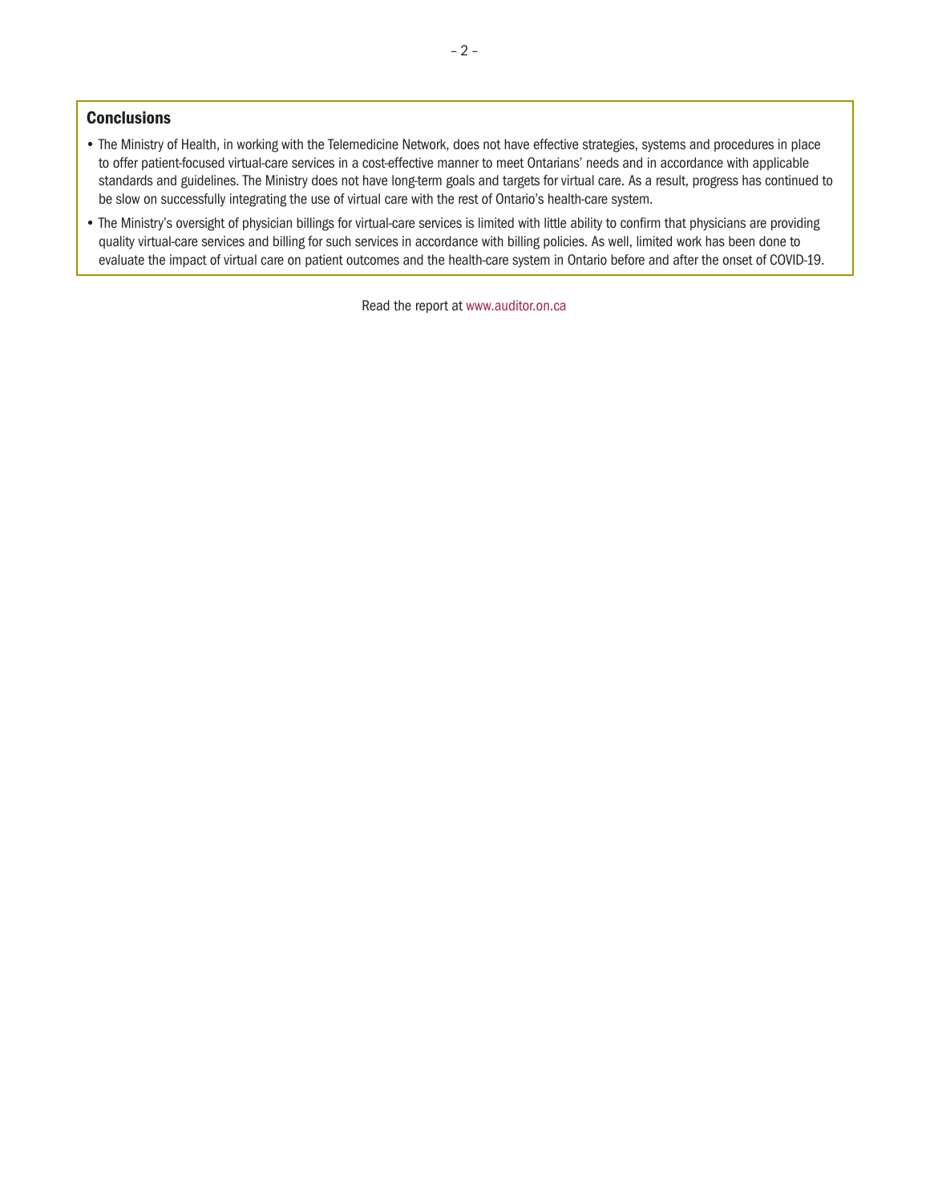## Conclusions

- The Ministry of Health, in working with the Telemedicine Network, does not have effective strategies, systems and procedures in place to offer patient-focused virtual-care services in a cost-effective manner to meet Ontarians' needs and in accordance with applicable standards and guidelines. The Ministry does not have long-term goals and targets for virtual care. As a result, progress has continued to be slow on successfully integrating the use of virtual care with the rest of Ontario's health-care system.
- The Ministry's oversight of physician billings for virtual-care services is limited with little ability to confirm that physicians are providing quality virtual-care services and billing for such services in accordance with billing policies. As well, limited work has been done to evaluate the impact of virtual care on patient outcomes and the health-care system in Ontario before and after the onset of COVID-19.

Read the report at www.auditor.on.ca